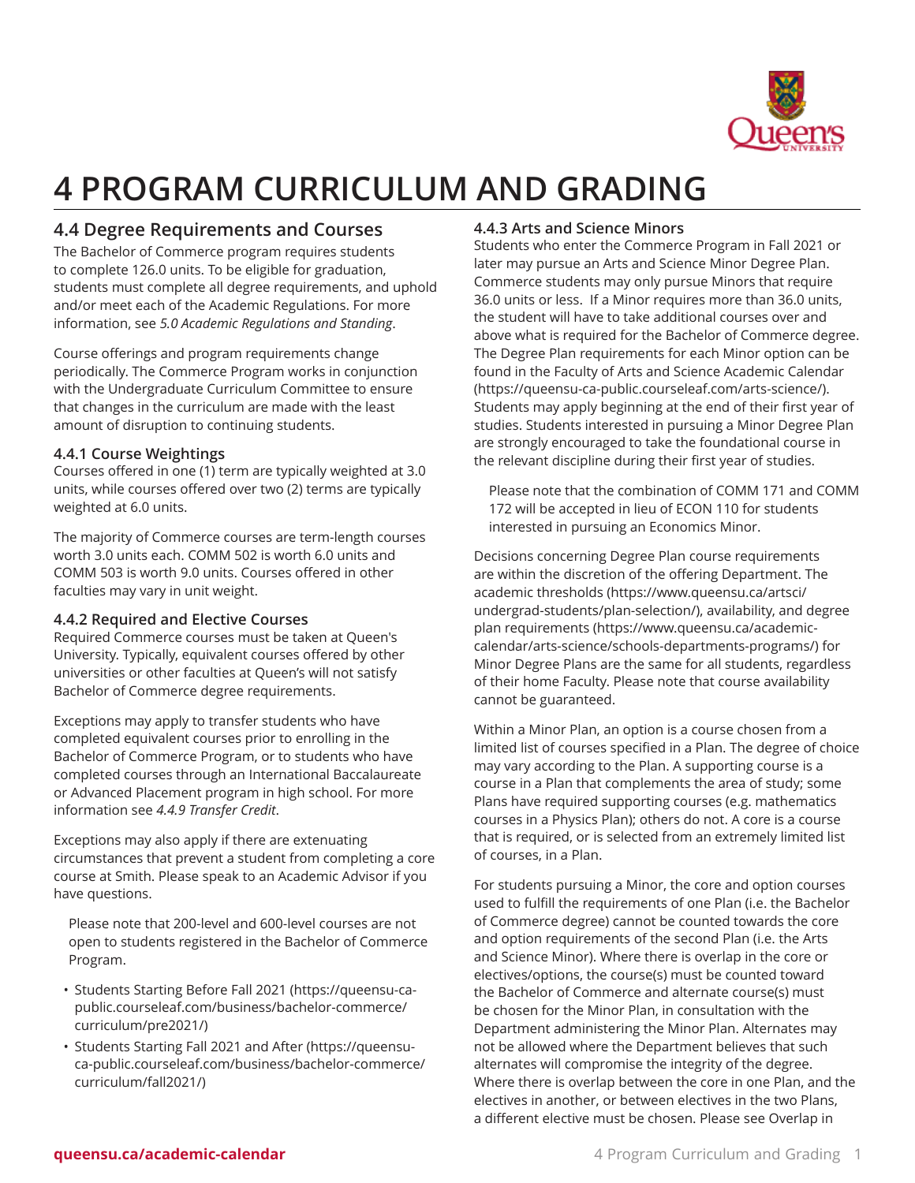# 4 PROGRAM CURRICULUM AND GRADING

## 4.4 Degree Requirements and Courses

The Bachelor of Commerce program requires students to complete 126.0 units. To be eligible for graduation, students must complete all degree requirements, and uphold and/or meet each of the Academic Regulations. For more information, see *5.0 Academic Regulations and Standing*.

Course offerings and program requirements change periodically. The Commerce Program works in conjunction with the Undergraduate Curriculum Committee to ensure that changes in the curriculum are made with the least amount of disruption to continuing students.

### 4.4.1 Course Weightings

Courses offered in one (1) term are typically weighted at 3.0 units, while courses offered over two (2) terms are typically weighted at 6.0 units.

The majority of Commerce courses are term-length courses worth 3.0 units each. COMM 502 is worth 6.0 units and COMM 503 is worth 9.0 units. Courses offered in other faculties may vary in unit weight.

### 4.4.2 Required and Elective Courses

Required Commerce courses must be taken at Queen's University. Typically, equivalent courses offered by other universities or other faculties at Queen's will not satisfy Bachelor of Commerce degree requirements.

Exceptions may apply to transfer students who have completed equivalent courses prior to enrolling in the Bachelor of Commerce Program, or to students who have completed courses through an International Baccalaureate or Advanced Placement program in high school. For more information see *4.4.9 Transfer Credit*.

Exceptions may also apply if there are extenuating circumstances that prevent a student from completing a core course at Smith. Please speak to an Academic Advisor if you have questions.

> Please note that 200-level and 600-level courses are not open to students registered in the Bachelor of Commerce Program.

- Students Starting Before Fall 2021 (https://queensu-ca-public.courseleaf.com/business/bachelor-commerce/curriculum/pre2021/)
- Students Starting Fall 2021 and After (https://queensu-ca-public.courseleaf.com/business/bachelor-commerce/curriculum/fall2021/)

### 4.4.3 Arts and Science Minors

Students who enter the Commerce Program in Fall 2021 or later may pursue an Arts and Science Minor Degree Plan. Commerce students may only pursue Minors that require 36.0 units or less. If a Minor requires more than 36.0 units, the student will have to take additional courses over and above what is required for the Bachelor of Commerce degree. The Degree Plan requirements for each Minor option can be found in the Faculty of Arts and Science Academic Calendar (https://queensu-ca-public.courseleaf.com/arts-science/). Students may apply beginning at the end of their first year of studies. Students interested in pursuing a Minor Degree Plan are strongly encouraged to take the foundational course in the relevant discipline during their first year of studies.

> Please note that the combination of COMM 171 and COMM 172 will be accepted in lieu of ECON 110 for students interested in pursuing an Economics Minor.

Decisions concerning Degree Plan course requirements are within the discretion of the offering Department. The academic thresholds (https://www.queensu.ca/artsci/undergrad-students/plan-selection/), availability, and degree plan requirements (https://www.queensu.ca/academic-calendar/arts-science/schools-departments-programs/) for Minor Degree Plans are the same for all students, regardless of their home Faculty. Please note that course availability cannot be guaranteed.

Within a Minor Plan, an option is a course chosen from a limited list of courses specified in a Plan. The degree of choice may vary according to the Plan. A supporting course is a course in a Plan that complements the area of study; some Plans have required supporting courses (e.g. mathematics courses in a Physics Plan); others do not. A core is a course that is required, or is selected from an extremely limited list of courses, in a Plan.

For students pursuing a Minor, the core and option courses used to fulfill the requirements of one Plan (i.e. the Bachelor of Commerce degree) cannot be counted towards the core and option requirements of the second Plan (i.e. the Arts and Science Minor). Where there is overlap in the core or electives/options, the course(s) must be counted toward the Bachelor of Commerce and alternate course(s) must be chosen for the Minor Plan, in consultation with the Department administering the Minor Plan. Alternates may not be allowed where the Department believes that such alternates will compromise the integrity of the degree. Where there is overlap between the core in one Plan, and the electives in another, or between electives in the two Plans, a different elective must be chosen. Please see Overlap in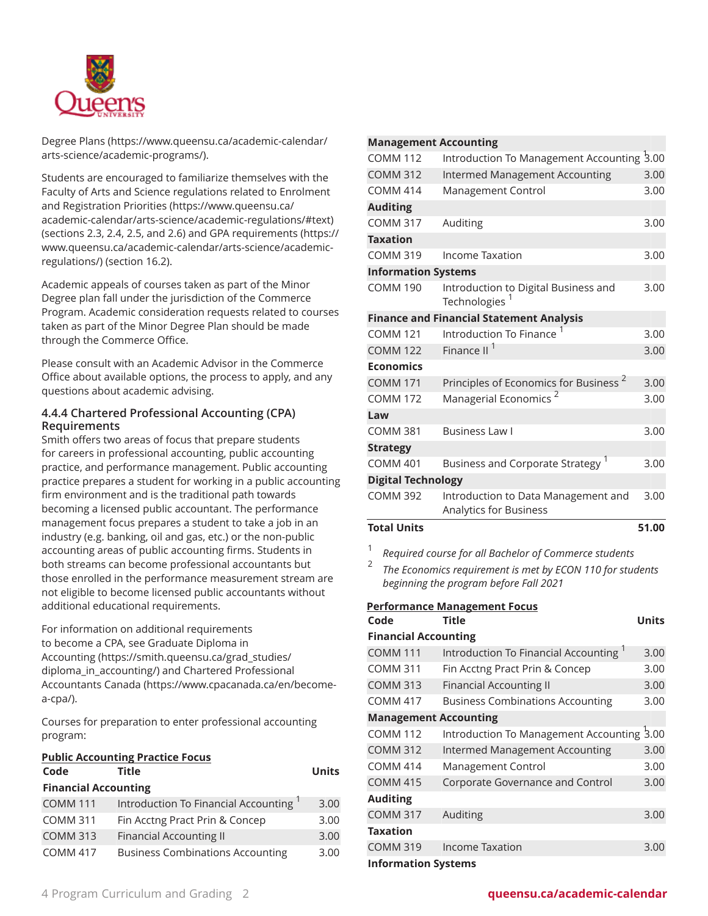Degree Plans (https://www.queensu.ca/academic-calendar/arts-science/academic-programs/).

Students are encouraged to familiarize themselves with the Faculty of Arts and Science regulations related to Enrolment and Registration Priorities (https://www.queensu.ca/academic-calendar/arts-science/academic-regulations/#text) (sections 2.3, 2.4, 2.5, and 2.6) and GPA requirements (https://www.queensu.ca/academic-calendar/arts-science/academic-regulations/) (section 16.2).

Academic appeals of courses taken as part of the Minor Degree plan fall under the jurisdiction of the Commerce Program. Academic consideration requests related to courses taken as part of the Minor Degree Plan should be made through the Commerce Office.

Please consult with an Academic Advisor in the Commerce Office about available options, the process to apply, and any questions about academic advising.

### 4.4.4 Chartered Professional Accounting (CPA) Requirements

Smith offers two areas of focus that prepare students for careers in professional accounting, public accounting practice, and performance management. Public accounting practice prepares a student for working in a public accounting firm environment and is the traditional path towards becoming a licensed public accountant. The performance management focus prepares a student to take a job in an industry (e.g. banking, oil and gas, etc.) or the non-public accounting areas of public accounting firms. Students in both streams can become professional accountants but those enrolled in the performance measurement stream are not eligible to become licensed public accountants without additional educational requirements.

For information on additional requirements to become a CPA, see Graduate Diploma in Accounting (https://smith.queensu.ca/grad_studies/diploma_in_accounting/) and Chartered Professional Accountants Canada (https://www.cpacanada.ca/en/become-a-cpa/).

Courses for preparation to enter professional accounting program:

**Public Accounting Practice Focus**

| Code | Title | Units |
|---|---|---|
| **Financial Accounting** | | |
| COMM 111 | Introduction To Financial Accounting [1] | 3.00 |
| COMM 311 | Fin Acctng Pract Prin & Concep | 3.00 |
| COMM 313 | Financial Accounting II | 3.00 |
| COMM 417 | Business Combinations Accounting | 3.00 |
| **Management Accounting** | | |
| COMM 112 | Introduction To Management Accounting [1] | 3.00 |
| COMM 312 | Intermed Management Accounting | 3.00 |
| COMM 414 | Management Control | 3.00 |
| **Auditing** | | |
| COMM 317 | Auditing | 3.00 |
| **Taxation** | | |
| COMM 319 | Income Taxation | 3.00 |
| **Information Systems** | | |
| COMM 190 | Introduction to Digital Business and Technologies [1] | 3.00 |
| **Finance and Financial Statement Analysis** | | |
| COMM 121 | Introduction To Finance [1] | 3.00 |
| COMM 122 | Finance II [1] | 3.00 |
| **Economics** | | |
| COMM 171 | Principles of Economics for Business [2] | 3.00 |
| COMM 172 | Managerial Economics [2] | 3.00 |
| **Law** | | |
| COMM 381 | Business Law I | 3.00 |
| **Strategy** | | |
| COMM 401 | Business and Corporate Strategy [1] | 3.00 |
| **Digital Technology** | | |
| COMM 392 | Introduction to Data Management and Analytics for Business | 3.00 |
| **Total Units** | | **51.00** |

1. *Required course for all Bachelor of Commerce students*
2. *The Economics requirement is met by ECON 110 for students beginning the program before Fall 2021*

**Performance Management Focus**

| Code | Title | Units |
|---|---|---|
| **Financial Accounting** | | |
| COMM 111 | Introduction To Financial Accounting [1] | 3.00 |
| COMM 311 | Fin Acctng Pract Prin & Concep | 3.00 |
| COMM 313 | Financial Accounting II | 3.00 |
| COMM 417 | Business Combinations Accounting | 3.00 |
| **Management Accounting** | | |
| COMM 112 | Introduction To Management Accounting [1] | 3.00 |
| COMM 312 | Intermed Management Accounting | 3.00 |
| COMM 414 | Management Control | 3.00 |
| COMM 415 | Corporate Governance and Control | 3.00 |
| **Auditing** | | |
| COMM 317 | Auditing | 3.00 |
| **Taxation** | | |
| COMM 319 | Income Taxation | 3.00 |
| **Information Systems** | | |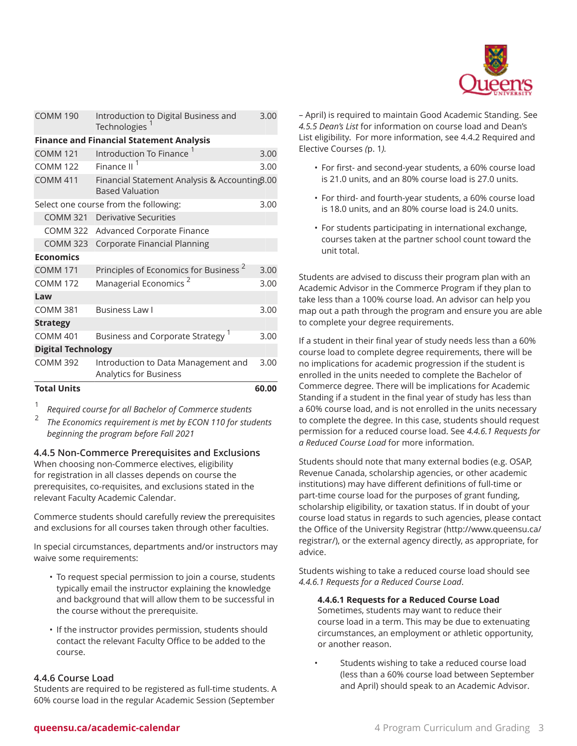| | | |
|---|---|---|
| COMM 190 | Introduction to Digital Business and Technologies [1] | 3.00 |
| **Finance and Financial Statement Analysis** | | |
| COMM 121 | Introduction To Finance [1] | 3.00 |
| COMM 122 | Finance II [1] | 3.00 |
| COMM 411 | Financial Statement Analysis & Accounting Based Valuation | 3.00 |
| Select one course from the following: | | 3.00 |
| COMM 321 | Derivative Securities | |
| COMM 322 | Advanced Corporate Finance | |
| COMM 323 | Corporate Financial Planning | |
| **Economics** | | |
| COMM 171 | Principles of Economics for Business [2] | 3.00 |
| COMM 172 | Managerial Economics [2] | 3.00 |
| **Law** | | |
| COMM 381 | Business Law I | 3.00 |
| **Strategy** | | |
| COMM 401 | Business and Corporate Strategy [1] | 3.00 |
| **Digital Technology** | | |
| COMM 392 | Introduction to Data Management and Analytics for Business | 3.00 |
| **Total Units** | | **60.00** |

1. *Required course for all Bachelor of Commerce students*
2. *The Economics requirement is met by ECON 110 for students beginning the program before Fall 2021*

### 4.4.5 Non-Commerce Prerequisites and Exclusions

When choosing non-Commerce electives, eligibility for registration in all classes depends on course the prerequisites, co-requisites, and exclusions stated in the relevant Faculty Academic Calendar.

Commerce students should carefully review the prerequisites and exclusions for all courses taken through other faculties.

In special circumstances, departments and/or instructors may waive some requirements:

- To request special permission to join a course, students typically email the instructor explaining the knowledge and background that will allow them to be successful in the course without the prerequisite.
- If the instructor provides permission, students should contact the relevant Faculty Office to be added to the course.

### 4.4.6 Course Load

Students are required to be registered as full-time students. A 60% course load in the regular Academic Session (September – April) is required to maintain Good Academic Standing. See *4.5.5 Dean's List* for information on course load and Dean's List eligibility. For more information, see 4.4.2 Required and Elective Courses *(p. 1).*

- For first- and second-year students, a 60% course load is 21.0 units, and an 80% course load is 27.0 units.
- For third- and fourth-year students, a 60% course load is 18.0 units, and an 80% course load is 24.0 units.
- For students participating in international exchange, courses taken at the partner school count toward the unit total.

Students are advised to discuss their program plan with an Academic Advisor in the Commerce Program if they plan to take less than a 100% course load. An advisor can help you map out a path through the program and ensure you are able to complete your degree requirements.

If a student in their final year of study needs less than a 60% course load to complete degree requirements, there will be no implications for academic progression if the student is enrolled in the units needed to complete the Bachelor of Commerce degree. There will be implications for Academic Standing if a student in the final year of study has less than a 60% course load, and is not enrolled in the units necessary to complete the degree. In this case, students should request permission for a reduced course load. See *4.4.6.1 Requests for a Reduced Course Load* for more information.

Students should note that many external bodies (e.g. OSAP, Revenue Canada, scholarship agencies, or other academic institutions) may have different definitions of full-time or part-time course load for the purposes of grant funding, scholarship eligibility, or taxation status. If in doubt of your course load status in regards to such agencies, please contact the Office of the University Registrar (http://www.queensu.ca/registrar/), or the external agency directly, as appropriate, for advice.

Students wishing to take a reduced course load should see *4.4.6.1 Requests for a Reduced Course Load*.

#### 4.4.6.1 Requests for a Reduced Course Load

Sometimes, students may want to reduce their course load in a term. This may be due to extenuating circumstances, an employment or athletic opportunity, or another reason.

- Students wishing to take a reduced course load (less than a 60% course load between September and April) should speak to an Academic Advisor.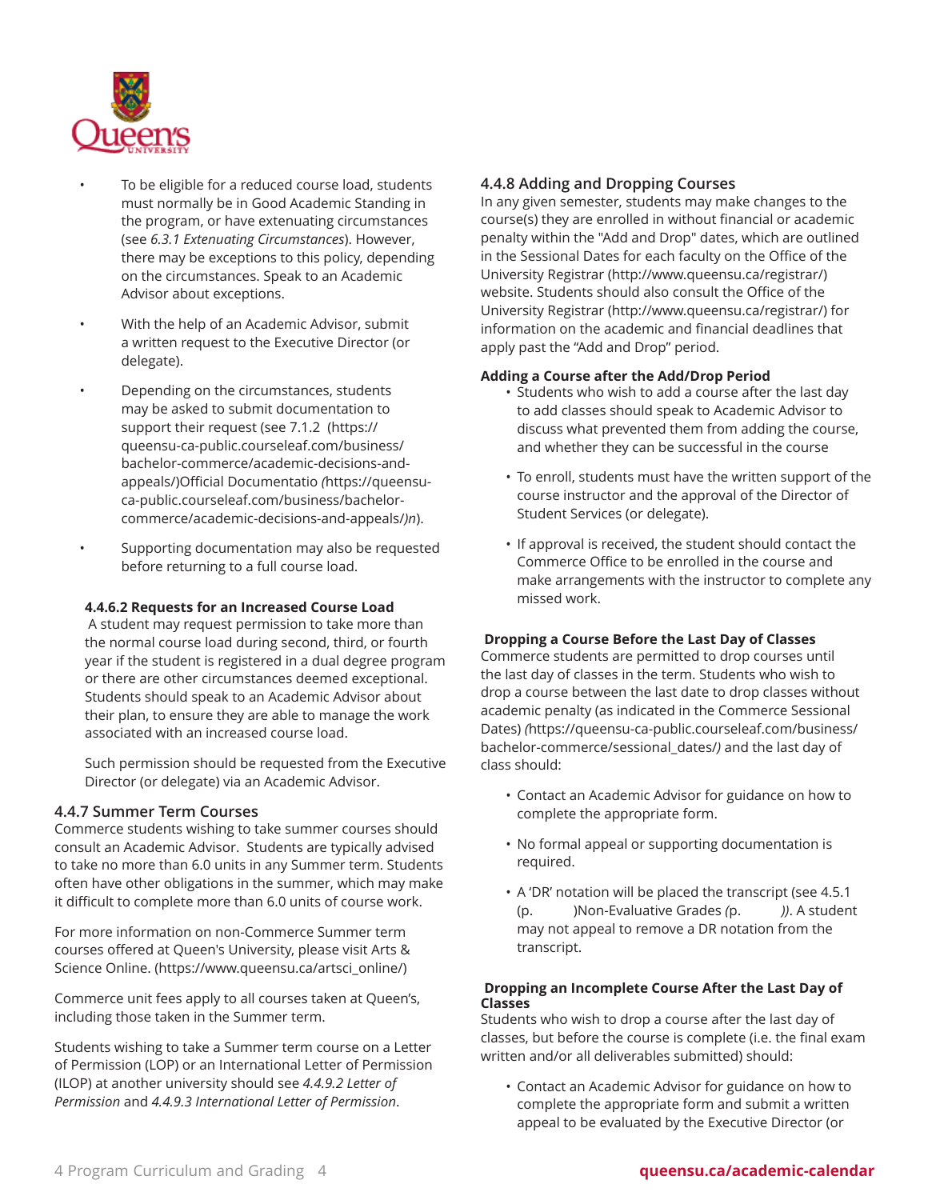- To be eligible for a reduced course load, students must normally be in Good Academic Standing in the program, or have extenuating circumstances (see *6.3.1 Extenuating Circumstances*). However, there may be exceptions to this policy, depending on the circumstances. Speak to an Academic Advisor about exceptions.
- With the help of an Academic Advisor, submit a written request to the Executive Director (or delegate).
- Depending on the circumstances, students may be asked to submit documentation to support their request (see 7.1.2 (https://queensu-ca-public.courseleaf.com/business/bachelor-commerce/academic-decisions-and-appeals/)Official Documentatio *(*https://queensu-ca-public.courseleaf.com/business/bachelor-commerce/academic-decisions-and-appeals/*)n*).
- Supporting documentation may also be requested before returning to a full course load.

#### 4.4.6.2 Requests for an Increased Course Load

A student may request permission to take more than the normal course load during second, third, or fourth year if the student is registered in a dual degree program or there are other circumstances deemed exceptional. Students should speak to an Academic Advisor about their plan, to ensure they are able to manage the work associated with an increased course load.

Such permission should be requested from the Executive Director (or delegate) via an Academic Advisor.

### 4.4.7 Summer Term Courses

Commerce students wishing to take summer courses should consult an Academic Advisor. Students are typically advised to take no more than 6.0 units in any Summer term. Students often have other obligations in the summer, which may make it difficult to complete more than 6.0 units of course work.

For more information on non-Commerce Summer term courses offered at Queen's University, please visit Arts & Science Online. (https://www.queensu.ca/artsci_online/)

Commerce unit fees apply to all courses taken at Queen's, including those taken in the Summer term.

Students wishing to take a Summer term course on a Letter of Permission (LOP) or an International Letter of Permission (ILOP) at another university should see *4.4.9.2 Letter of Permission* and *4.4.9.3 International Letter of Permission*.

### 4.4.8 Adding and Dropping Courses

In any given semester, students may make changes to the course(s) they are enrolled in without financial or academic penalty within the "Add and Drop" dates, which are outlined in the Sessional Dates for each faculty on the Office of the University Registrar (http://www.queensu.ca/registrar/) website. Students should also consult the Office of the University Registrar (http://www.queensu.ca/registrar/) for information on the academic and financial deadlines that apply past the "Add and Drop" period.

**Adding a Course after the Add/Drop Period**

- Students who wish to add a course after the last day to add classes should speak to Academic Advisor to discuss what prevented them from adding the course, and whether they can be successful in the course
- To enroll, students must have the written support of the course instructor and the approval of the Director of Student Services (or delegate).
- If approval is received, the student should contact the Commerce Office to be enrolled in the course and make arrangements with the instructor to complete any missed work.

**Dropping a Course Before the Last Day of Classes**

Commerce students are permitted to drop courses until the last day of classes in the term. Students who wish to drop a course between the last date to drop classes without academic penalty (as indicated in the Commerce Sessional Dates) *(*https://queensu-ca-public.courseleaf.com/business/bachelor-commerce/sessional_dates/*)* and the last day of class should:

- Contact an Academic Advisor for guidance on how to complete the appropriate form.
- No formal appeal or supporting documentation is required.
- A 'DR' notation will be placed the transcript (see 4.5.1 (p. )Non-Evaluative Grades *(*p. *))*. A student may not appeal to remove a DR notation from the transcript.

**Dropping an Incomplete Course After the Last Day of Classes**

Students who wish to drop a course after the last day of classes, but before the course is complete (i.e. the final exam written and/or all deliverables submitted) should:

- Contact an Academic Advisor for guidance on how to complete the appropriate form and submit a written appeal to be evaluated by the Executive Director (or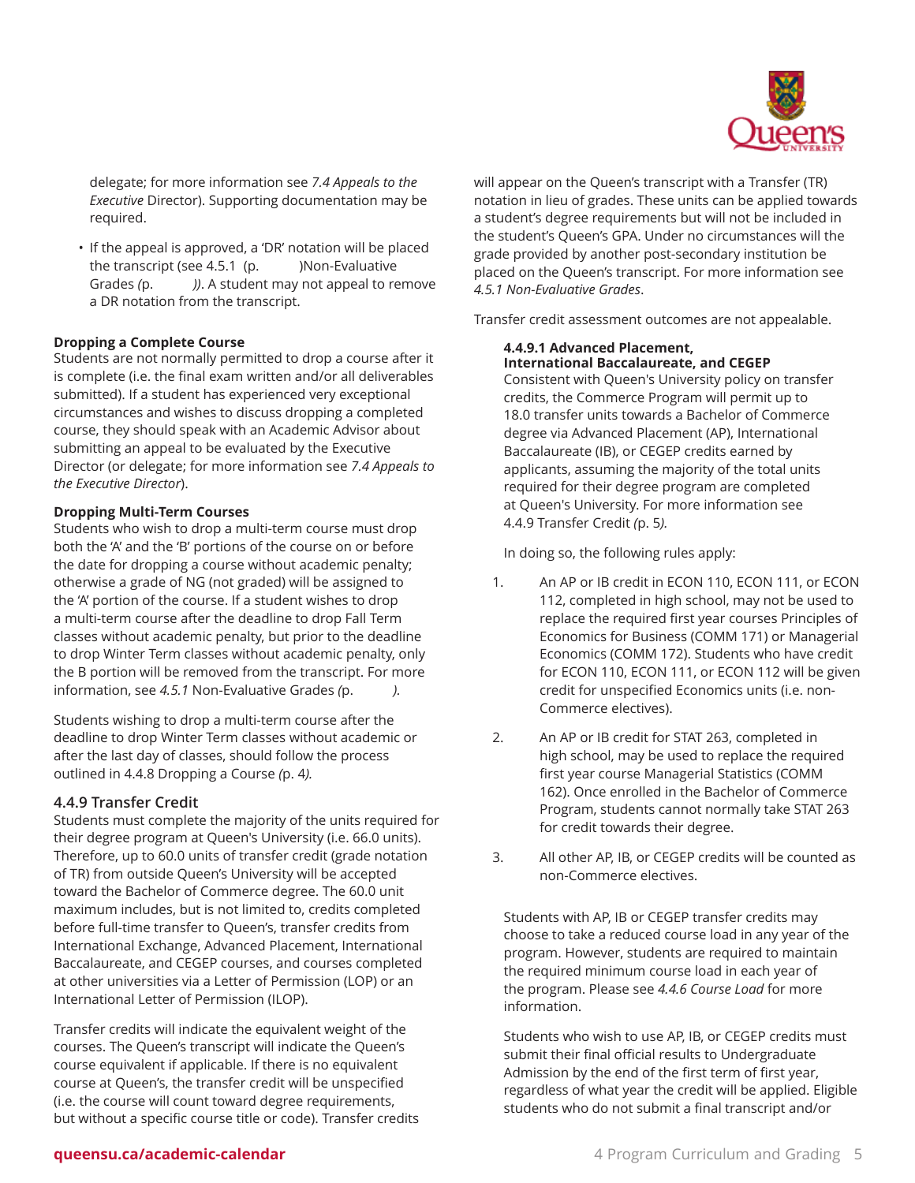delegate; for more information see *7.4 Appeals to the Executive* Director). Supporting documentation may be required.

- If the appeal is approved, a 'DR' notation will be placed the transcript (see 4.5.1 (p. )Non-Evaluative Grades *(*p. *))*. A student may not appeal to remove a DR notation from the transcript.

**Dropping a Complete Course**
Students are not normally permitted to drop a course after it is complete (i.e. the final exam written and/or all deliverables submitted). If a student has experienced very exceptional circumstances and wishes to discuss dropping a completed course, they should speak with an Academic Advisor about submitting an appeal to be evaluated by the Executive Director (or delegate; for more information see *7.4 Appeals to the Executive Director*).

**Dropping Multi-Term Courses**
Students who wish to drop a multi-term course must drop both the 'A' and the 'B' portions of the course on or before the date for dropping a course without academic penalty; otherwise a grade of NG (not graded) will be assigned to the 'A' portion of the course. If a student wishes to drop a multi-term course after the deadline to drop Fall Term classes without academic penalty, but prior to the deadline to drop Winter Term classes without academic penalty, only the B portion will be removed from the transcript. For more information, see *4.5.1* Non-Evaluative Grades *(*p. *).*

Students wishing to drop a multi-term course after the deadline to drop Winter Term classes without academic or after the last day of classes, should follow the process outlined in 4.4.8 Dropping a Course *(*p. 4*).*

### 4.4.9 Transfer Credit

Students must complete the majority of the units required for their degree program at Queen's University (i.e. 66.0 units). Therefore, up to 60.0 units of transfer credit (grade notation of TR) from outside Queen's University will be accepted toward the Bachelor of Commerce degree. The 60.0 unit maximum includes, but is not limited to, credits completed before full-time transfer to Queen's, transfer credits from International Exchange, Advanced Placement, International Baccalaureate, and CEGEP courses, and courses completed at other universities via a Letter of Permission (LOP) or an International Letter of Permission (ILOP).

Transfer credits will indicate the equivalent weight of the courses. The Queen's transcript will indicate the Queen's course equivalent if applicable. If there is no equivalent course at Queen's, the transfer credit will be unspecified (i.e. the course will count toward degree requirements, but without a specific course title or code). Transfer credits will appear on the Queen's transcript with a Transfer (TR) notation in lieu of grades. These units can be applied towards a student's degree requirements but will not be included in the student's Queen's GPA. Under no circumstances will the grade provided by another post-secondary institution be placed on the Queen's transcript. For more information see *4.5.1 Non-Evaluative Grades*.

Transfer credit assessment outcomes are not appealable.

#### 4.4.9.1 Advanced Placement, International Baccalaureate, and CEGEP

Consistent with Queen's University policy on transfer credits, the Commerce Program will permit up to 18.0 transfer units towards a Bachelor of Commerce degree via Advanced Placement (AP), International Baccalaureate (IB), or CEGEP credits earned by applicants, assuming the majority of the total units required for their degree program are completed at Queen's University. For more information see 4.4.9 Transfer Credit *(*p. 5*).*

In doing so, the following rules apply:

1. An AP or IB credit in ECON 110, ECON 111, or ECON 112, completed in high school, may not be used to replace the required first year courses Principles of Economics for Business (COMM 171) or Managerial Economics (COMM 172). Students who have credit for ECON 110, ECON 111, or ECON 112 will be given credit for unspecified Economics units (i.e. non-Commerce electives).
2. An AP or IB credit for STAT 263, completed in high school, may be used to replace the required first year course Managerial Statistics (COMM 162). Once enrolled in the Bachelor of Commerce Program, students cannot normally take STAT 263 for credit towards their degree.
3. All other AP, IB, or CEGEP credits will be counted as non-Commerce electives.

Students with AP, IB or CEGEP transfer credits may choose to take a reduced course load in any year of the program. However, students are required to maintain the required minimum course load in each year of the program. Please see *4.4.6 Course Load* for more information.

Students who wish to use AP, IB, or CEGEP credits must submit their final official results to Undergraduate Admission by the end of the first term of first year, regardless of what year the credit will be applied. Eligible students who do not submit a final transcript and/or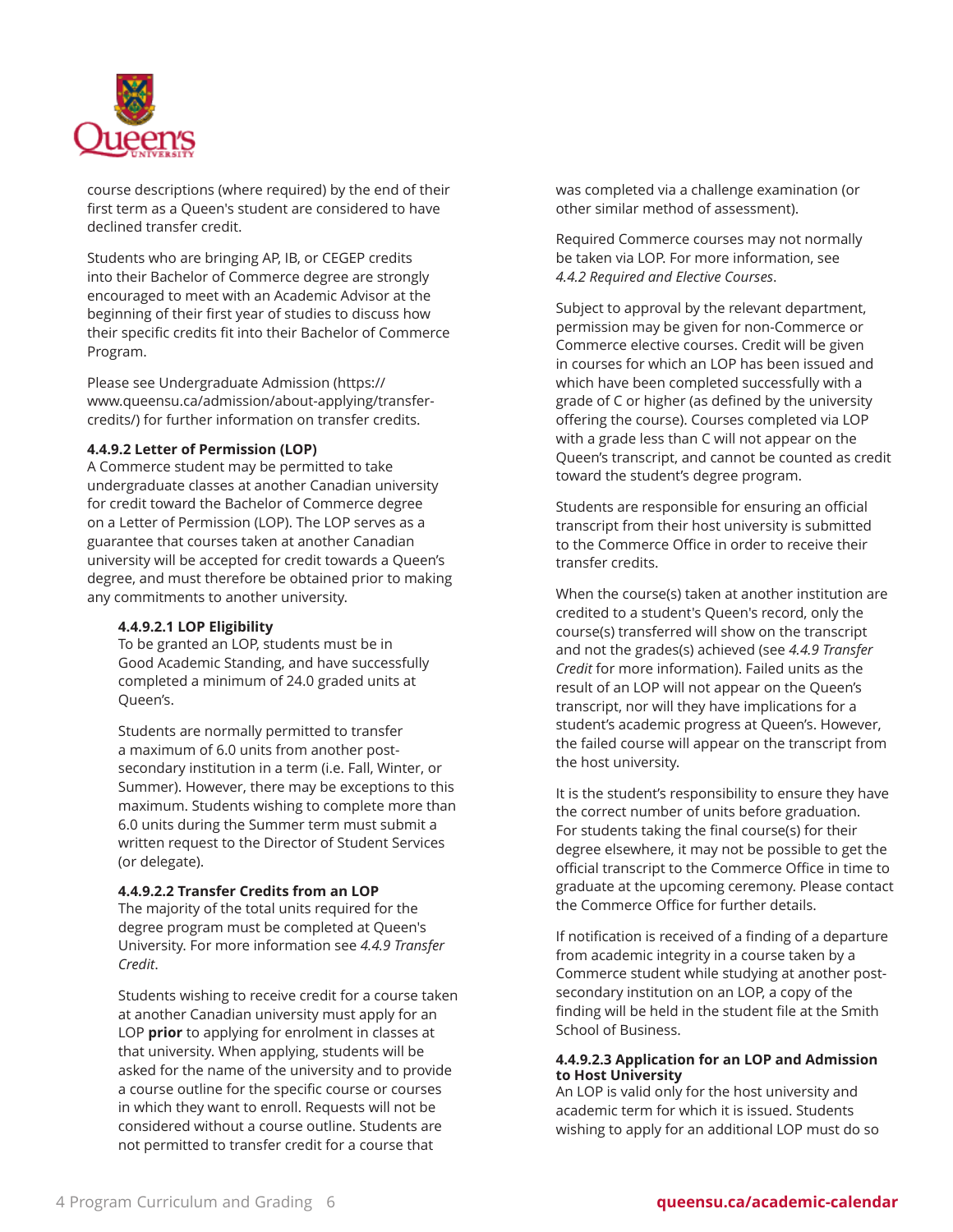course descriptions (where required) by the end of their first term as a Queen's student are considered to have declined transfer credit.

Students who are bringing AP, IB, or CEGEP credits into their Bachelor of Commerce degree are strongly encouraged to meet with an Academic Advisor at the beginning of their first year of studies to discuss how their specific credits fit into their Bachelor of Commerce Program.

Please see Undergraduate Admission (https://www.queensu.ca/admission/about-applying/transfer-credits/) for further information on transfer credits.

#### 4.4.9.2 Letter of Permission (LOP)

A Commerce student may be permitted to take undergraduate classes at another Canadian university for credit toward the Bachelor of Commerce degree on a Letter of Permission (LOP). The LOP serves as a guarantee that courses taken at another Canadian university will be accepted for credit towards a Queen's degree, and must therefore be obtained prior to making any commitments to another university.

##### 4.4.9.2.1 LOP Eligibility

To be granted an LOP, students must be in Good Academic Standing, and have successfully completed a minimum of 24.0 graded units at Queen's.

Students are normally permitted to transfer a maximum of 6.0 units from another post-secondary institution in a term (i.e. Fall, Winter, or Summer). However, there may be exceptions to this maximum. Students wishing to complete more than 6.0 units during the Summer term must submit a written request to the Director of Student Services (or delegate).

##### 4.4.9.2.2 Transfer Credits from an LOP

The majority of the total units required for the degree program must be completed at Queen's University. For more information see *4.4.9 Transfer Credit*.

Students wishing to receive credit for a course taken at another Canadian university must apply for an LOP **prior** to applying for enrolment in classes at that university. When applying, students will be asked for the name of the university and to provide a course outline for the specific course or courses in which they want to enroll. Requests will not be considered without a course outline. Students are not permitted to transfer credit for a course that was completed via a challenge examination (or other similar method of assessment).

Required Commerce courses may not normally be taken via LOP. For more information, see *4.4.2 Required and Elective Courses*.

Subject to approval by the relevant department, permission may be given for non-Commerce or Commerce elective courses. Credit will be given in courses for which an LOP has been issued and which have been completed successfully with a grade of C or higher (as defined by the university offering the course). Courses completed via LOP with a grade less than C will not appear on the Queen's transcript, and cannot be counted as credit toward the student's degree program.

Students are responsible for ensuring an official transcript from their host university is submitted to the Commerce Office in order to receive their transfer credits.

When the course(s) taken at another institution are credited to a student's Queen's record, only the course(s) transferred will show on the transcript and not the grades(s) achieved (see *4.4.9 Transfer Credit* for more information). Failed units as the result of an LOP will not appear on the Queen's transcript, nor will they have implications for a student's academic progress at Queen's. However, the failed course will appear on the transcript from the host university.

It is the student's responsibility to ensure they have the correct number of units before graduation. For students taking the final course(s) for their degree elsewhere, it may not be possible to get the official transcript to the Commerce Office in time to graduate at the upcoming ceremony. Please contact the Commerce Office for further details.

If notification is received of a finding of a departure from academic integrity in a course taken by a Commerce student while studying at another post-secondary institution on an LOP, a copy of the finding will be held in the student file at the Smith School of Business.

##### 4.4.9.2.3 Application for an LOP and Admission to Host University

An LOP is valid only for the host university and academic term for which it is issued. Students wishing to apply for an additional LOP must do so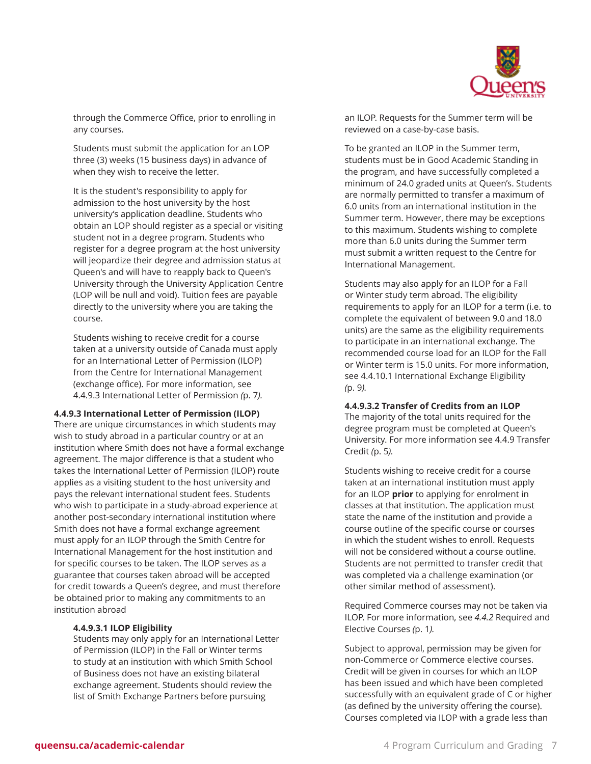through the Commerce Office, prior to enrolling in any courses.

Students must submit the application for an LOP three (3) weeks (15 business days) in advance of when they wish to receive the letter.

It is the student's responsibility to apply for admission to the host university by the host university's application deadline. Students who obtain an LOP should register as a special or visiting student not in a degree program. Students who register for a degree program at the host university will jeopardize their degree and admission status at Queen's and will have to reapply back to Queen's University through the University Application Centre (LOP will be null and void). Tuition fees are payable directly to the university where you are taking the course.

Students wishing to receive credit for a course taken at a university outside of Canada must apply for an International Letter of Permission (ILOP) from the Centre for International Management (exchange office). For more information, see 4.4.9.3 International Letter of Permission *(*p. 7*).*

#### 4.4.9.3 International Letter of Permission (ILOP)

There are unique circumstances in which students may wish to study abroad in a particular country or at an institution where Smith does not have a formal exchange agreement. The major difference is that a student who takes the International Letter of Permission (ILOP) route applies as a visiting student to the host university and pays the relevant international student fees. Students who wish to participate in a study-abroad experience at another post-secondary international institution where Smith does not have a formal exchange agreement must apply for an ILOP through the Smith Centre for International Management for the host institution and for specific courses to be taken. The ILOP serves as a guarantee that courses taken abroad will be accepted for credit towards a Queen's degree, and must therefore be obtained prior to making any commitments to an institution abroad

##### 4.4.9.3.1 ILOP Eligibility

Students may only apply for an International Letter of Permission (ILOP) in the Fall or Winter terms to study at an institution with which Smith School of Business does not have an existing bilateral exchange agreement. Students should review the list of Smith Exchange Partners before pursuing an ILOP. Requests for the Summer term will be reviewed on a case-by-case basis.

To be granted an ILOP in the Summer term, students must be in Good Academic Standing in the program, and have successfully completed a minimum of 24.0 graded units at Queen's. Students are normally permitted to transfer a maximum of 6.0 units from an international institution in the Summer term. However, there may be exceptions to this maximum. Students wishing to complete more than 6.0 units during the Summer term must submit a written request to the Centre for International Management.

Students may also apply for an ILOP for a Fall or Winter study term abroad. The eligibility requirements to apply for an ILOP for a term (i.e. to complete the equivalent of between 9.0 and 18.0 units) are the same as the eligibility requirements to participate in an international exchange. The recommended course load for an ILOP for the Fall or Winter term is 15.0 units. For more information, see 4.4.10.1 International Exchange Eligibility *(*p. 9*).*

##### 4.4.9.3.2 Transfer of Credits from an ILOP

The majority of the total units required for the degree program must be completed at Queen's University. For more information see 4.4.9 Transfer Credit *(*p. 5*).*

Students wishing to receive credit for a course taken at an international institution must apply for an ILOP **prior** to applying for enrolment in classes at that institution. The application must state the name of the institution and provide a course outline of the specific course or courses in which the student wishes to enroll. Requests will not be considered without a course outline. Students are not permitted to transfer credit that was completed via a challenge examination (or other similar method of assessment).

Required Commerce courses may not be taken via ILOP. For more information, see *4.4.2* Required and Elective Courses *(*p. 1*).*

Subject to approval, permission may be given for non-Commerce or Commerce elective courses. Credit will be given in courses for which an ILOP has been issued and which have been completed successfully with an equivalent grade of C or higher (as defined by the university offering the course). Courses completed via ILOP with a grade less than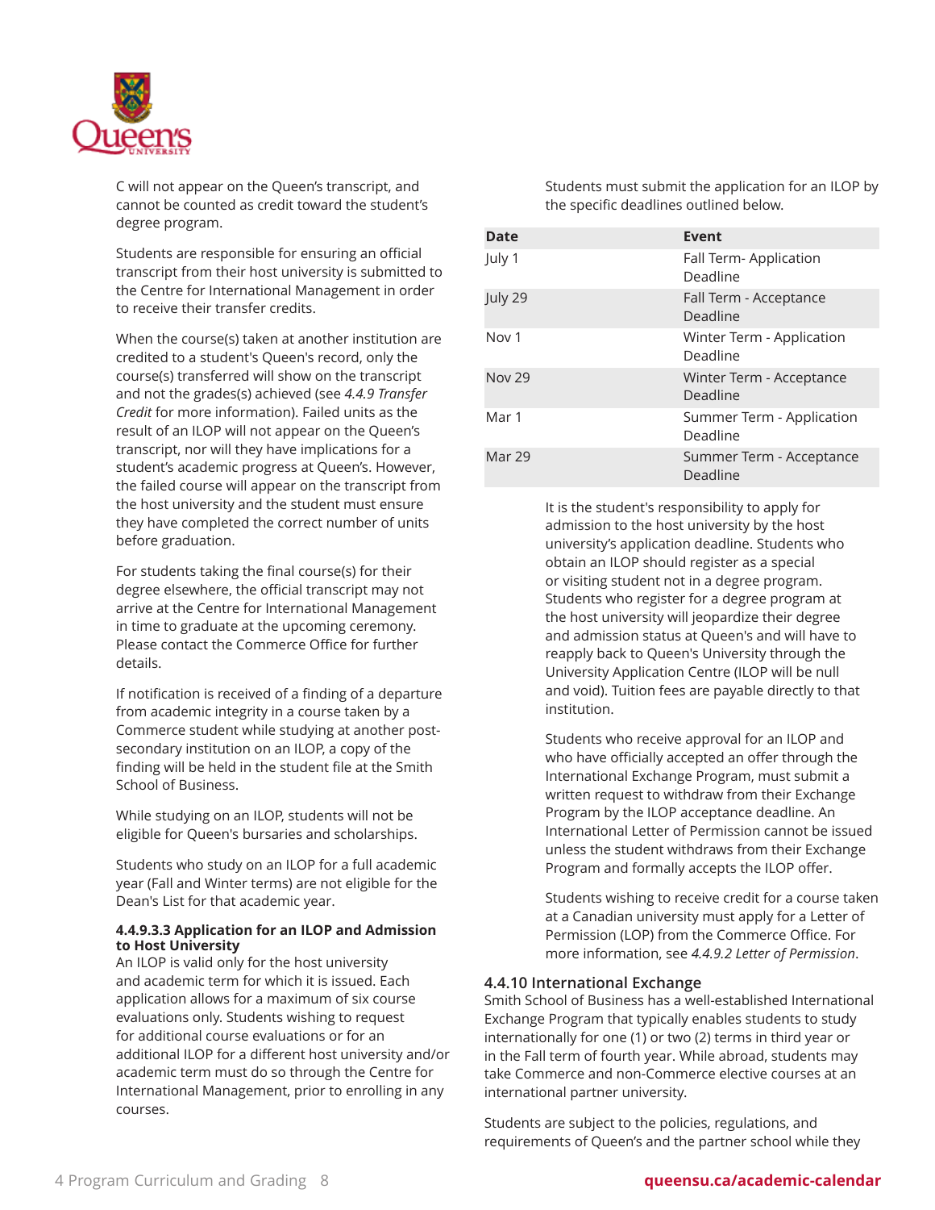C will not appear on the Queen's transcript, and cannot be counted as credit toward the student's degree program.

Students are responsible for ensuring an official transcript from their host university is submitted to the Centre for International Management in order to receive their transfer credits.

When the course(s) taken at another institution are credited to a student's Queen's record, only the course(s) transferred will show on the transcript and not the grades(s) achieved (see *4.4.9 Transfer Credit* for more information). Failed units as the result of an ILOP will not appear on the Queen's transcript, nor will they have implications for a student's academic progress at Queen's. However, the failed course will appear on the transcript from the host university and the student must ensure they have completed the correct number of units before graduation.

For students taking the final course(s) for their degree elsewhere, the official transcript may not arrive at the Centre for International Management in time to graduate at the upcoming ceremony. Please contact the Commerce Office for further details.

If notification is received of a finding of a departure from academic integrity in a course taken by a Commerce student while studying at another post-secondary institution on an ILOP, a copy of the finding will be held in the student file at the Smith School of Business.

While studying on an ILOP, students will not be eligible for Queen's bursaries and scholarships.

Students who study on an ILOP for a full academic year (Fall and Winter terms) are not eligible for the Dean's List for that academic year.

#### 4.4.9.3.3 Application for an ILOP and Admission to Host University

An ILOP is valid only for the host university and academic term for which it is issued. Each application allows for a maximum of six course evaluations only. Students wishing to request for additional course evaluations or for an additional ILOP for a different host university and/or academic term must do so through the Centre for International Management, prior to enrolling in any courses.

Students must submit the application for an ILOP by the specific deadlines outlined below.

| Date | Event |
|---|---|
| July 1 | Fall Term- Application Deadline |
| July 29 | Fall Term - Acceptance Deadline |
| Nov 1 | Winter Term - Application Deadline |
| Nov 29 | Winter Term - Acceptance Deadline |
| Mar 1 | Summer Term - Application Deadline |
| Mar 29 | Summer Term - Acceptance Deadline |

It is the student's responsibility to apply for admission to the host university by the host university's application deadline. Students who obtain an ILOP should register as a special or visiting student not in a degree program. Students who register for a degree program at the host university will jeopardize their degree and admission status at Queen's and will have to reapply back to Queen's University through the University Application Centre (ILOP will be null and void). Tuition fees are payable directly to that institution.

Students who receive approval for an ILOP and who have officially accepted an offer through the International Exchange Program, must submit a written request to withdraw from their Exchange Program by the ILOP acceptance deadline. An International Letter of Permission cannot be issued unless the student withdraws from their Exchange Program and formally accepts the ILOP offer.

Students wishing to receive credit for a course taken at a Canadian university must apply for a Letter of Permission (LOP) from the Commerce Office. For more information, see *4.4.9.2 Letter of Permission*.

### 4.4.10 International Exchange

Smith School of Business has a well-established International Exchange Program that typically enables students to study internationally for one (1) or two (2) terms in third year or in the Fall term of fourth year. While abroad, students may take Commerce and non-Commerce elective courses at an international partner university.

Students are subject to the policies, regulations, and requirements of Queen's and the partner school while they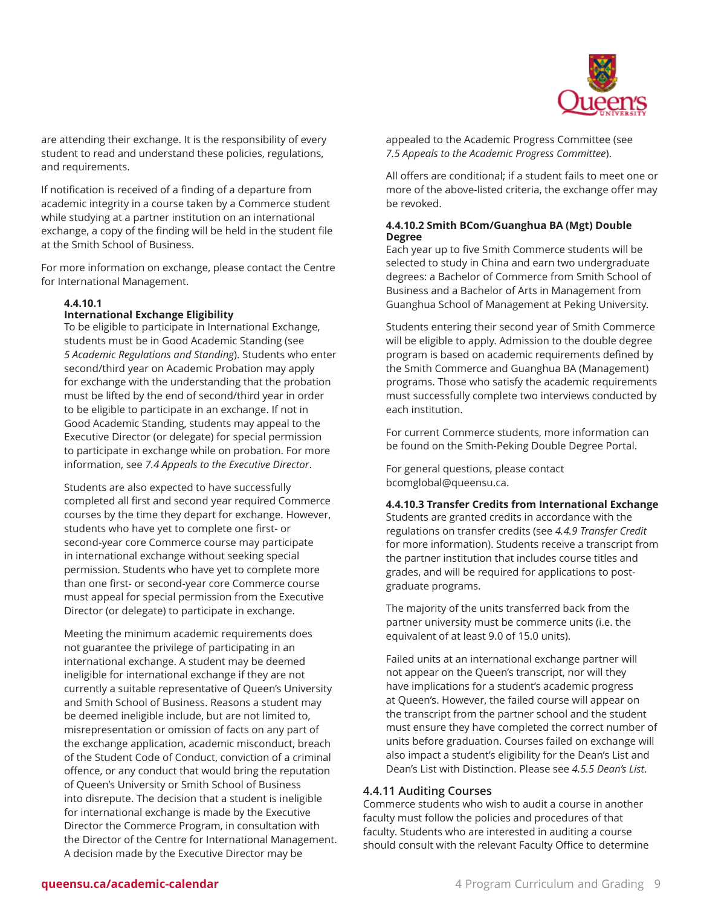are attending their exchange. It is the responsibility of every student to read and understand these policies, regulations, and requirements.

If notification is received of a finding of a departure from academic integrity in a course taken by a Commerce student while studying at a partner institution on an international exchange, a copy of the finding will be held in the student file at the Smith School of Business.

For more information on exchange, please contact the Centre for International Management.

#### 4.4.10.1 International Exchange Eligibility

To be eligible to participate in International Exchange, students must be in Good Academic Standing (see *5 Academic Regulations and Standing*). Students who enter second/third year on Academic Probation may apply for exchange with the understanding that the probation must be lifted by the end of second/third year in order to be eligible to participate in an exchange. If not in Good Academic Standing, students may appeal to the Executive Director (or delegate) for special permission to participate in exchange while on probation. For more information, see *7.4 Appeals to the Executive Director*.

Students are also expected to have successfully completed all first and second year required Commerce courses by the time they depart for exchange. However, students who have yet to complete one first- or second-year core Commerce course may participate in international exchange without seeking special permission. Students who have yet to complete more than one first- or second-year core Commerce course must appeal for special permission from the Executive Director (or delegate) to participate in exchange.

Meeting the minimum academic requirements does not guarantee the privilege of participating in an international exchange. A student may be deemed ineligible for international exchange if they are not currently a suitable representative of Queen's University and Smith School of Business. Reasons a student may be deemed ineligible include, but are not limited to, misrepresentation or omission of facts on any part of the exchange application, academic misconduct, breach of the Student Code of Conduct, conviction of a criminal offence, or any conduct that would bring the reputation of Queen's University or Smith School of Business into disrepute. The decision that a student is ineligible for international exchange is made by the Executive Director the Commerce Program, in consultation with the Director of the Centre for International Management. A decision made by the Executive Director may be appealed to the Academic Progress Committee (see *7.5 Appeals to the Academic Progress Committee*).

All offers are conditional; if a student fails to meet one or more of the above-listed criteria, the exchange offer may be revoked.

#### 4.4.10.2 Smith BCom/Guanghua BA (Mgt) Double Degree

Each year up to five Smith Commerce students will be selected to study in China and earn two undergraduate degrees: a Bachelor of Commerce from Smith School of Business and a Bachelor of Arts in Management from Guanghua School of Management at Peking University.

Students entering their second year of Smith Commerce will be eligible to apply. Admission to the double degree program is based on academic requirements defined by the Smith Commerce and Guanghua BA (Management) programs. Those who satisfy the academic requirements must successfully complete two interviews conducted by each institution.

For current Commerce students, more information can be found on the Smith-Peking Double Degree Portal.

For general questions, please contact bcomglobal@queensu.ca.

#### 4.4.10.3 Transfer Credits from International Exchange

Students are granted credits in accordance with the regulations on transfer credits (see *4.4.9 Transfer Credit* for more information). Students receive a transcript from the partner institution that includes course titles and grades, and will be required for applications to post-graduate programs.

The majority of the units transferred back from the partner university must be commerce units (i.e. the equivalent of at least 9.0 of 15.0 units).

Failed units at an international exchange partner will not appear on the Queen's transcript, nor will they have implications for a student's academic progress at Queen's. However, the failed course will appear on the transcript from the partner school and the student must ensure they have completed the correct number of units before graduation. Courses failed on exchange will also impact a student's eligibility for the Dean's List and Dean's List with Distinction. Please see *4.5.5 Dean's List*.

### 4.4.11 Auditing Courses

Commerce students who wish to audit a course in another faculty must follow the policies and procedures of that faculty. Students who are interested in auditing a course should consult with the relevant Faculty Office to determine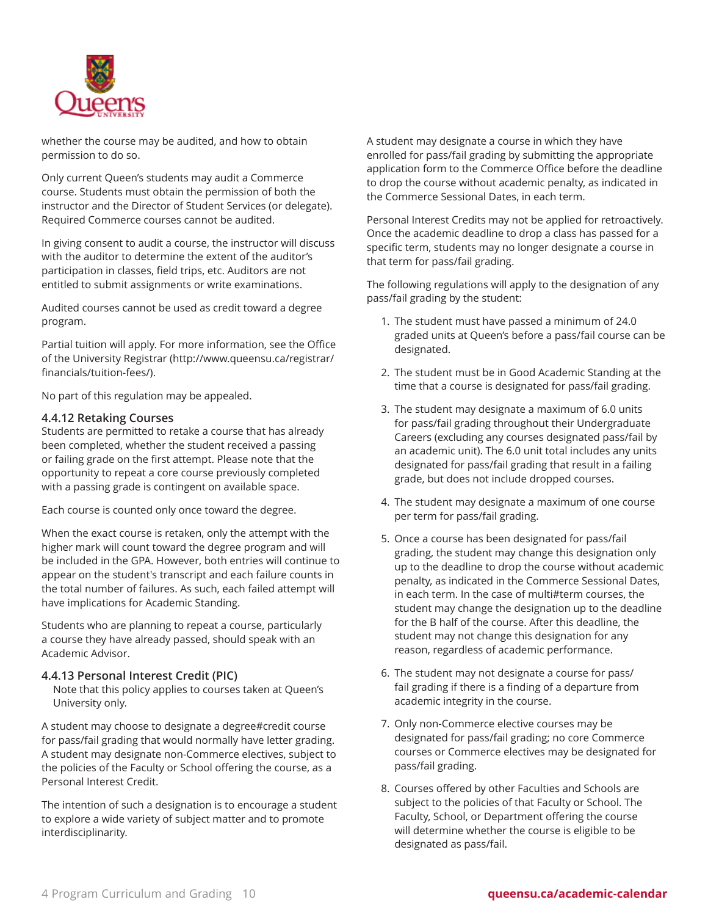whether the course may be audited, and how to obtain permission to do so.

Only current Queen's students may audit a Commerce course. Students must obtain the permission of both the instructor and the Director of Student Services (or delegate). Required Commerce courses cannot be audited.

In giving consent to audit a course, the instructor will discuss with the auditor to determine the extent of the auditor's participation in classes, field trips, etc. Auditors are not entitled to submit assignments or write examinations.

Audited courses cannot be used as credit toward a degree program.

Partial tuition will apply. For more information, see the Office of the University Registrar (http://www.queensu.ca/registrar/financials/tuition-fees/).

No part of this regulation may be appealed.

### 4.4.12 Retaking Courses

Students are permitted to retake a course that has already been completed, whether the student received a passing or failing grade on the first attempt. Please note that the opportunity to repeat a core course previously completed with a passing grade is contingent on available space.

Each course is counted only once toward the degree.

When the exact course is retaken, only the attempt with the higher mark will count toward the degree program and will be included in the GPA. However, both entries will continue to appear on the student's transcript and each failure counts in the total number of failures. As such, each failed attempt will have implications for Academic Standing.

Students who are planning to repeat a course, particularly a course they have already passed, should speak with an Academic Advisor.

### 4.4.13 Personal Interest Credit (PIC)

Note that this policy applies to courses taken at Queen's University only.

A student may choose to designate a degree#credit course for pass/fail grading that would normally have letter grading. A student may designate non-Commerce electives, subject to the policies of the Faculty or School offering the course, as a Personal Interest Credit.

The intention of such a designation is to encourage a student to explore a wide variety of subject matter and to promote interdisciplinarity.

A student may designate a course in which they have enrolled for pass/fail grading by submitting the appropriate application form to the Commerce Office before the deadline to drop the course without academic penalty, as indicated in the Commerce Sessional Dates, in each term.

Personal Interest Credits may not be applied for retroactively. Once the academic deadline to drop a class has passed for a specific term, students may no longer designate a course in that term for pass/fail grading.

The following regulations will apply to the designation of any pass/fail grading by the student:

1. The student must have passed a minimum of 24.0 graded units at Queen's before a pass/fail course can be designated.
2. The student must be in Good Academic Standing at the time that a course is designated for pass/fail grading.
3. The student may designate a maximum of 6.0 units for pass/fail grading throughout their Undergraduate Careers (excluding any courses designated pass/fail by an academic unit). The 6.0 unit total includes any units designated for pass/fail grading that result in a failing grade, but does not include dropped courses.
4. The student may designate a maximum of one course per term for pass/fail grading.
5. Once a course has been designated for pass/fail grading, the student may change this designation only up to the deadline to drop the course without academic penalty, as indicated in the Commerce Sessional Dates, in each term. In the case of multi#term courses, the student may change the designation up to the deadline for the B half of the course. After this deadline, the student may not change this designation for any reason, regardless of academic performance.
6. The student may not designate a course for pass/fail grading if there is a finding of a departure from academic integrity in the course.
7. Only non-Commerce elective courses may be designated for pass/fail grading; no core Commerce courses or Commerce electives may be designated for pass/fail grading.
8. Courses offered by other Faculties and Schools are subject to the policies of that Faculty or School. The Faculty, School, or Department offering the course will determine whether the course is eligible to be designated as pass/fail.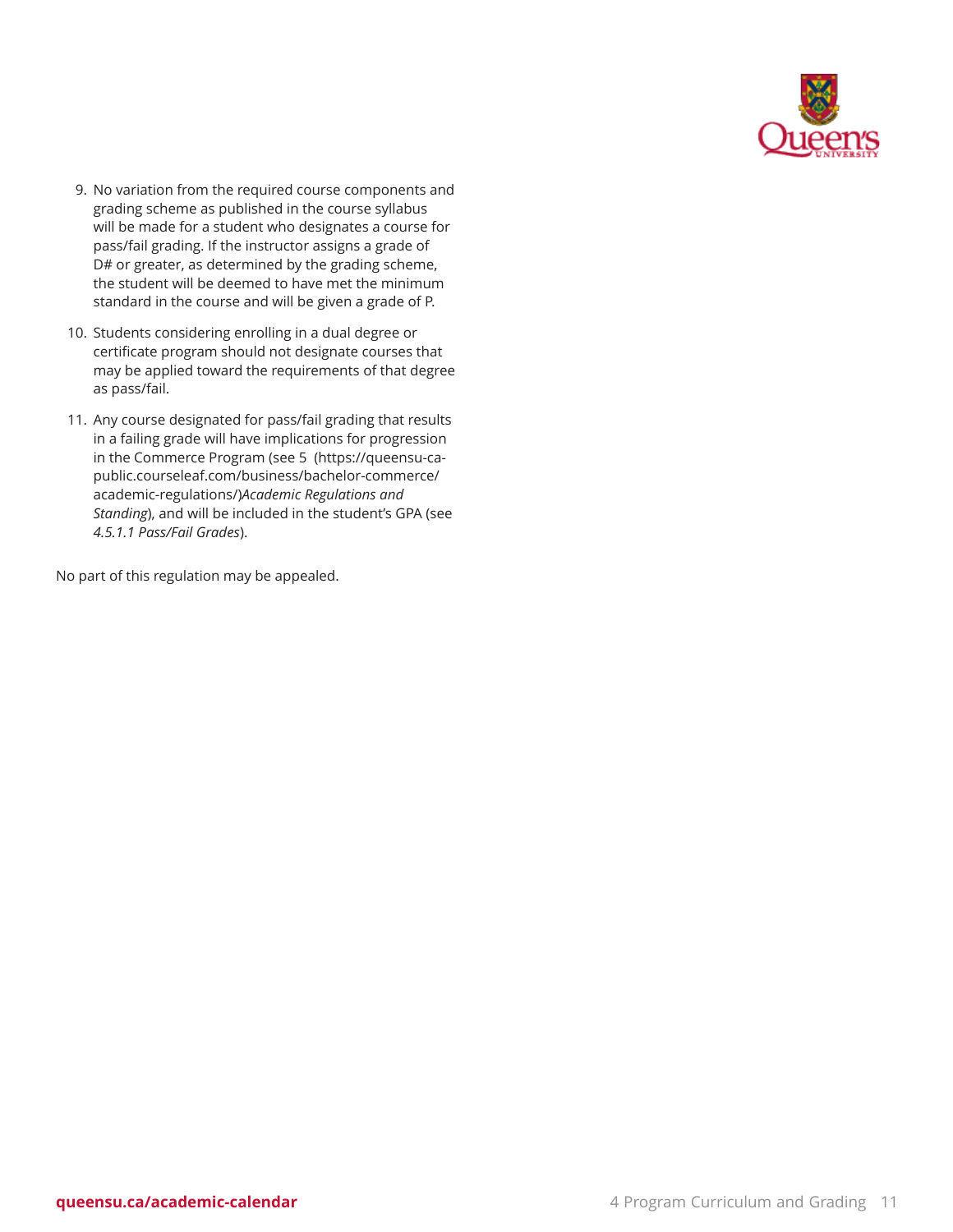9. No variation from the required course components and grading scheme as published in the course syllabus will be made for a student who designates a course for pass/fail grading. If the instructor assigns a grade of D# or greater, as determined by the grading scheme, the student will be deemed to have met the minimum standard in the course and will be given a grade of P.
10. Students considering enrolling in a dual degree or certificate program should not designate courses that may be applied toward the requirements of that degree as pass/fail.
11. Any course designated for pass/fail grading that results in a failing grade will have implications for progression in the Commerce Program (see 5 (https://queensu-ca-public.courseleaf.com/business/bachelor-commerce/academic-regulations/)*Academic Regulations and Standing*), and will be included in the student's GPA (see *4.5.1.1 Pass/Fail Grades*).

No part of this regulation may be appealed.